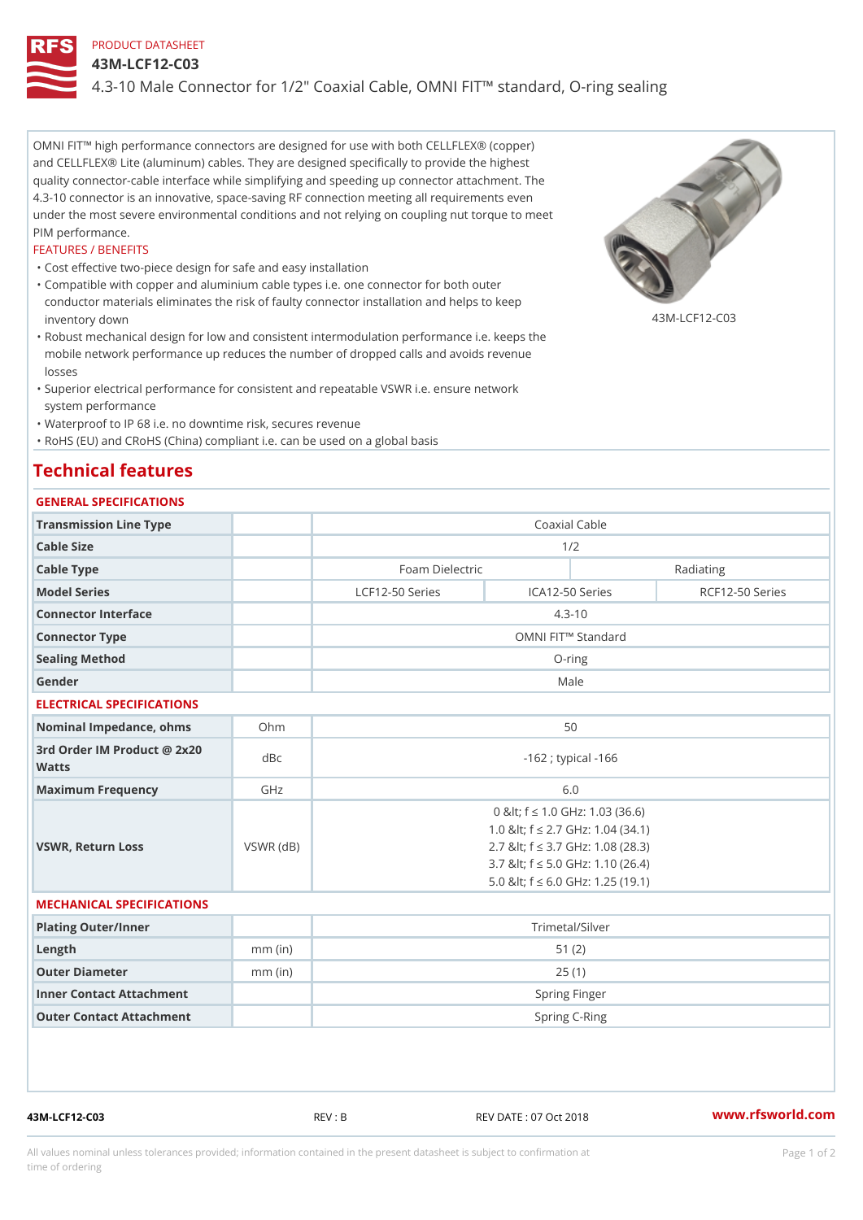PRODUCT DATASHEET

# 43M-LCF12-C03

## 4.3-10 Male Connector for 1/2" Coaxial Cable, OMNI FIT™ standard, O-ring sealing

OMNI FIT™ high performance connectors are designed for use with both CELLFLEX® (copper) and CELLFLEX® Lite (aluminum) cables. They are designed specifically to provide the highest quality connector-cable interface while simplifying and speeding up connector attachment. The 4.3-10 connector is an innovative, space-saving RF connection meeting all requirements even under the most severe environmental conditions and not relying on coupling nut torque to meet PIM performance.

43M-LCF12-C03

FEATURES / BENEFITS

- Cost effective two-piece design for safe and easy installation
- Compatible with copper and aluminium cable types i.e. one connector for both outer conductor materials eliminates the risk of faulty connector installation and helps to keep inventory down
- Robust mechanical design for low and consistent intermodulation performance i.e. keeps the mobile network performance up reduces the number of dropped calls and avoids revenue losses
- Superior electrical performance for consistent and repeatable VSWR i.e. ensure network system performance
- Waterproof to IP 68 i.e. no downtime risk, secures revenue
- RoHS (EU) and CRoHS (China) compliant i.e. can be used on a global basis

## Technical features

### GENERAL SPECIFICATIONS

| | | | | |
|---|---|---|---|---|
| Transmission Line Type | | Coaxial Cable | | |
| Cable Size | | 1/2 | | |
| Cable Type | | Foam Dielectric | | Radiating |
| Model Series | | LCF12-50 Series | ICA12-50 Series | RCF12-50 Series |
| Connector Interface | | 4.3-10 | | |
| Connector Type | | OMNI FIT™ Standard | | |
| Sealing Method | | O-ring | | |
| Gender | | Male | | |

### ELECTRICAL SPECIFICATIONS

| | | |
|---|---|---|
| Nominal Impedance, ohms | Ohm | 50 |
| 3rd Order IM Product @ 2x20 Watts | dBc | -162 ; typical -166 |
| Maximum Frequency | GHz | 6.0 |
| VSWR, Return Loss | VSWR (dB) | 0 &lt; f ≤ 1.0 GHz: 1.03 (36.6)<br>1.0 &lt; f ≤ 2.7 GHz: 1.04 (34.1)<br>2.7 &lt; f ≤ 3.7 GHz: 1.08 (28.3)<br>3.7 &lt; f ≤ 5.0 GHz: 1.10 (26.4)<br>5.0 &lt; f ≤ 6.0 GHz: 1.25 (19.1) |

### MECHANICAL SPECIFICATIONS

| | | |
|---|---|---|
| Plating Outer/Inner | | Trimetal/Silver |
| Length | mm (in) | 51 (2) |
| Outer Diameter | mm (in) | 25 (1) |
| Inner Contact Attachment | | Spring Finger |
| Outer Contact Attachment | | Spring C-Ring |

43M-LCF12-C03 REV : B REV DATE : 07 Oct 2018 www.rfsworld.com

All values nominal unless tolerances provided; information contained in the present datasheet is subject to confirmation at time of ordering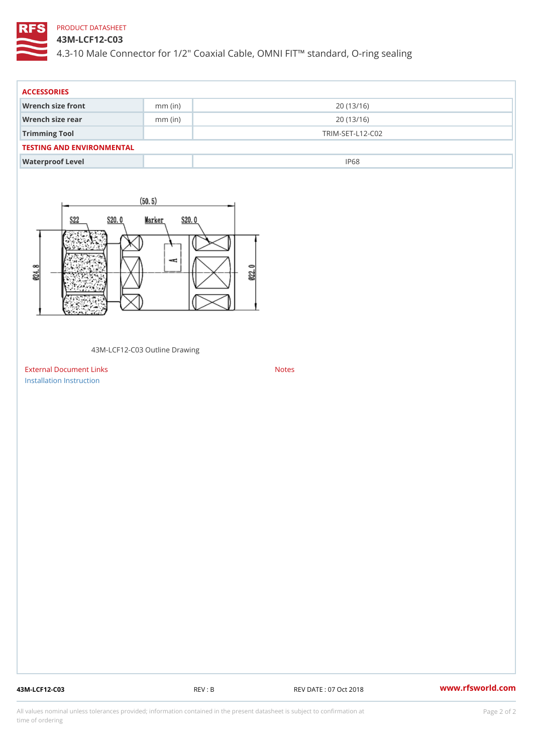## ACCESSORIES

| | | |
|---|---|---|
| Wrench size front | mm (in) | 20 (13/16) |
| Wrench size rear | mm (in) | 20 (13/16) |
| Trimming Tool | | TRIM-SET-L12-C02 |

## TESTING AND ENVIRONMENTAL

| | | |
|---|---|---|
| Waterproof Level | | IP68 |

(50.5)
S22
S20.0
Marker
S20.0
Ø24.8
Ø22.0
A

43M-LCF12-C03 Outline Drawing

External Document Links
Installation Instruction

Notes